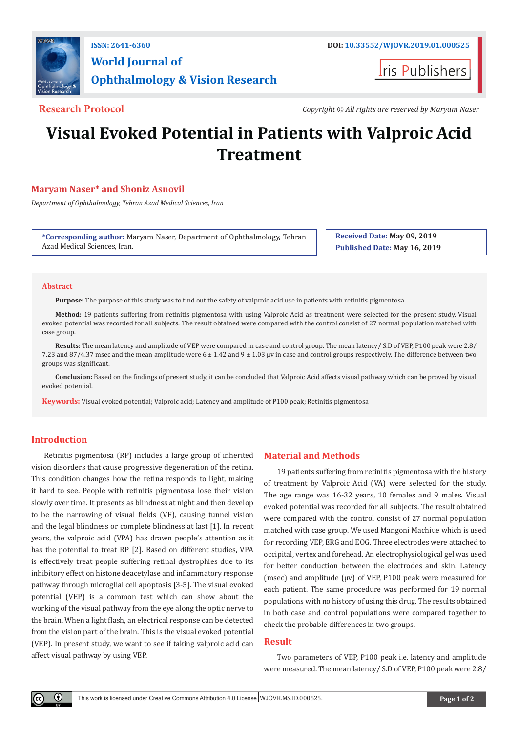ISSN: 2641-6360

DOI: 10.33552/WJOVR.2019.01.000525

**World Journal of Ophthalmology & Vision Research**

Iris Publishers

**Research Protocol**

*Copyright © All rights are reserved by Maryam Naser*

# Visual Evoked Potential in Patients with Valproic Acid Treatment

**Maryam Naser\* and Shoniz Asnovil**

*Department of Ophthalmology, Tehran Azad Medical Sciences, Iran*

**\*Corresponding author:** Maryam Naser, Department of Ophthalmology, Tehran Azad Medical Sciences, Iran.

**Received Date:** May 09, 2019
**Published Date:** May 16, 2019

## Abstract

**Purpose:** The purpose of this study was to find out the safety of valproic acid use in patients with retinitis pigmentosa.

**Method:** 19 patients suffering from retinitis pigmentosa with using Valproic Acid as treatment were selected for the present study. Visual evoked potential was recorded for all subjects. The result obtained were compared with the control consist of 27 normal population matched with case group.

**Results:** The mean latency and amplitude of VEP were compared in case and control group. The mean latency/ S.D of VEP, P100 peak were 2.8/ 7.23 and 87/4.37 msec and the mean amplitude were 6 ± 1.42 and 9 ± 1.03 μv in case and control groups respectively. The difference between two groups was significant.

**Conclusion:** Based on the findings of present study, it can be concluded that Valproic Acid affects visual pathway which can be proved by visual evoked potential.

**Keywords:** Visual evoked potential; Valproic acid; Latency and amplitude of P100 peak; Retinitis pigmentosa

## Introduction

Retinitis pigmentosa (RP) includes a large group of inherited vision disorders that cause progressive degeneration of the retina. This condition changes how the retina responds to light, making it hard to see. People with retinitis pigmentosa lose their vision slowly over time. It presents as blindness at night and then develop to be the narrowing of visual fields (VF), causing tunnel vision and the legal blindness or complete blindness at last [1]. In recent years, the valproic acid (VPA) has drawn people's attention as it has the potential to treat RP [2]. Based on different studies, VPA is effectively treat people suffering retinal dystrophies due to its inhibitory effect on histone deacetylase and inflammatory response pathway through microglial cell apoptosis [3-5]. The visual evoked potential (VEP) is a common test which can show about the working of the visual pathway from the eye along the optic nerve to the brain. When a light flash, an electrical response can be detected from the vision part of the brain. This is the visual evoked potential (VEP). In present study, we want to see if taking valproic acid can affect visual pathway by using VEP.

## Material and Methods

19 patients suffering from retinitis pigmentosa with the history of treatment by Valproic Acid (VA) were selected for the study. The age range was 16-32 years, 10 females and 9 males. Visual evoked potential was recorded for all subjects. The result obtained were compared with the control consist of 27 normal population matched with case group. We used Mangoni Machiue which is used for recording VEP, ERG and EOG. Three electrodes were attached to occipital, vertex and forehead. An electrophysiological gel was used for better conduction between the electrodes and skin. Latency (msec) and amplitude (μv) of VEP, P100 peak were measured for each patient. The same procedure was performed for 19 normal populations with no history of using this drug. The results obtained in both case and control populations were compared together to check the probable differences in two groups.

## Result

Two parameters of VEP, P100 peak i.e. latency and amplitude were measured. The mean latency/ S.D of VEP, P100 peak were 2.8/

This work is licensed under Creative Commons Attribution 4.0 License WJOVR.MS.ID.000525.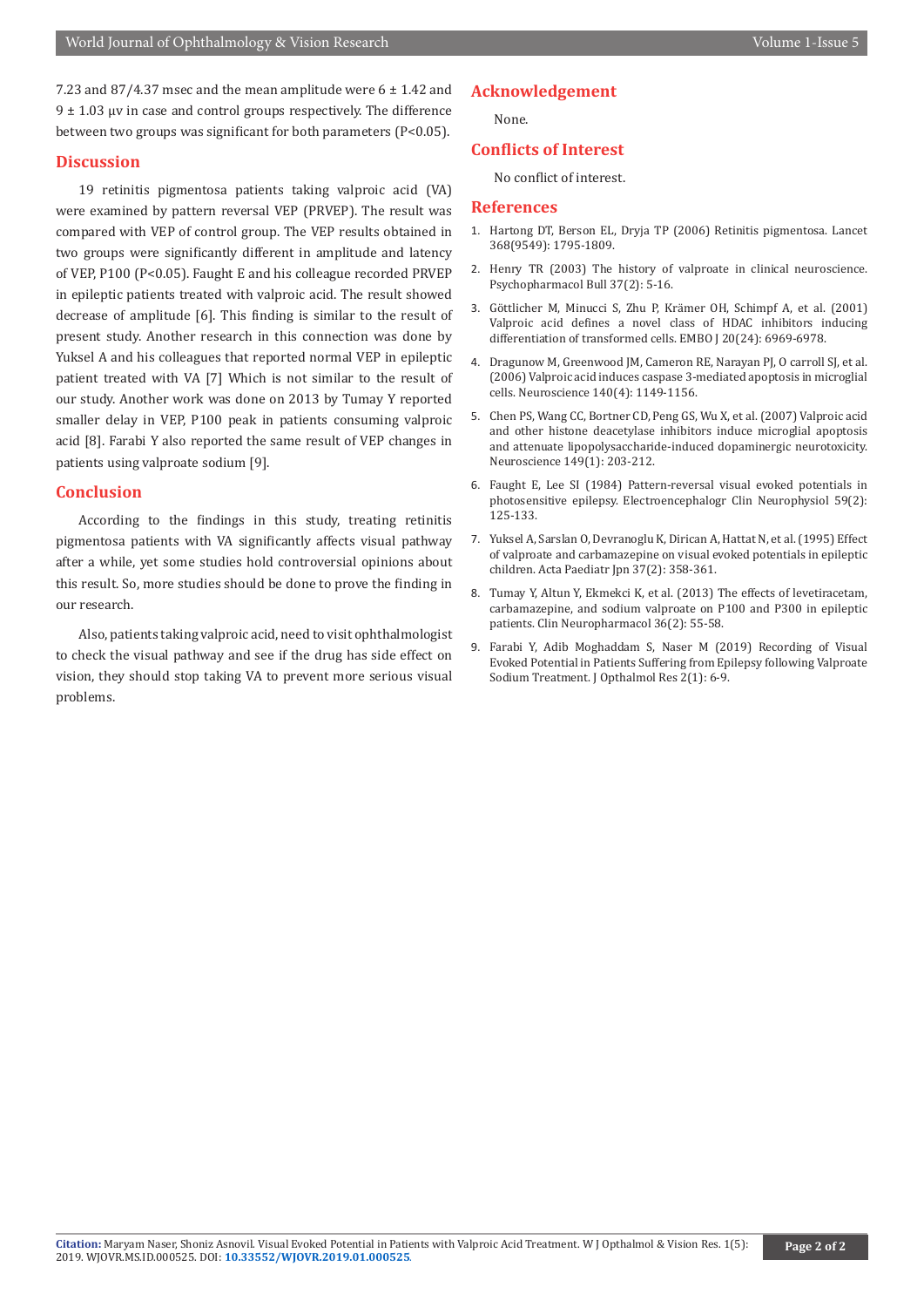7.23 and 87/4.37 msec and the mean amplitude were 6 ± 1.42 and 9 ± 1.03 μv in case and control groups respectively. The difference between two groups was significant for both parameters ($P<0.05$).

## Discussion

19 retinitis pigmentosa patients taking valproic acid (VA) were examined by pattern reversal VEP (PRVEP). The result was compared with VEP of control group. The VEP results obtained in two groups were significantly different in amplitude and latency of VEP, P100 ($P<0.05$). Faught E and his colleague recorded PRVEP in epileptic patients treated with valproic acid. The result showed decrease of amplitude [6]. This finding is similar to the result of present study. Another research in this connection was done by Yuksel A and his colleagues that reported normal VEP in epileptic patient treated with VA [7] Which is not similar to the result of our study. Another work was done on 2013 by Tumay Y reported smaller delay in VEP, P100 peak in patients consuming valproic acid [8]. Farabi Y also reported the same result of VEP changes in patients using valproate sodium [9].

## Conclusion

According to the findings in this study, treating retinitis pigmentosa patients with VA significantly affects visual pathway after a while, yet some studies hold controversial opinions about this result. So, more studies should be done to prove the finding in our research.

Also, patients taking valproic acid, need to visit ophthalmologist to check the visual pathway and see if the drug has side effect on vision, they should stop taking VA to prevent more serious visual problems.

## Acknowledgement

None.

## Conflicts of Interest

No conflict of interest.

## References

1. Hartong DT, Berson EL, Dryja TP (2006) Retinitis pigmentosa. Lancet 368(9549): 1795-1809.
2. Henry TR (2003) The history of valproate in clinical neuroscience. Psychopharmacol Bull 37(2): 5-16.
3. Göttlicher M, Minucci S, Zhu P, Krämer OH, Schimpf A, et al. (2001) Valproic acid defines a novel class of HDAC inhibitors inducing differentiation of transformed cells. EMBO J 20(24): 6969-6978.
4. Dragunow M, Greenwood JM, Cameron RE, Narayan PJ, O carroll SJ, et al. (2006) Valproic acid induces caspase 3-mediated apoptosis in microglial cells. Neuroscience 140(4): 1149-1156.
5. Chen PS, Wang CC, Bortner CD, Peng GS, Wu X, et al. (2007) Valproic acid and other histone deacetylase inhibitors induce microglial apoptosis and attenuate lipopolysaccharide-induced dopaminergic neurotoxicity. Neuroscience 149(1): 203-212.
6. Faught E, Lee SI (1984) Pattern-reversal visual evoked potentials in photosensitive epilepsy. Electroencephalogr Clin Neurophysiol 59(2): 125-133.
7. Yuksel A, Sarslan O, Devranoglu K, Dirican A, Hattat N, et al. (1995) Effect of valproate and carbamazepine on visual evoked potentials in epileptic children. Acta Paediatr Jpn 37(2): 358-361.
8. Tumay Y, Altun Y, Ekmekci K, et al. (2013) The effects of levetiracetam, carbamazepine, and sodium valproate on P100 and P300 in epileptic patients. Clin Neuropharmacol 36(2): 55-58.
9. Farabi Y, Adib Moghaddam S, Naser M (2019) Recording of Visual Evoked Potential in Patients Suffering from Epilepsy following Valproate Sodium Treatment. J Opthalmol Res 2(1): 6-9.